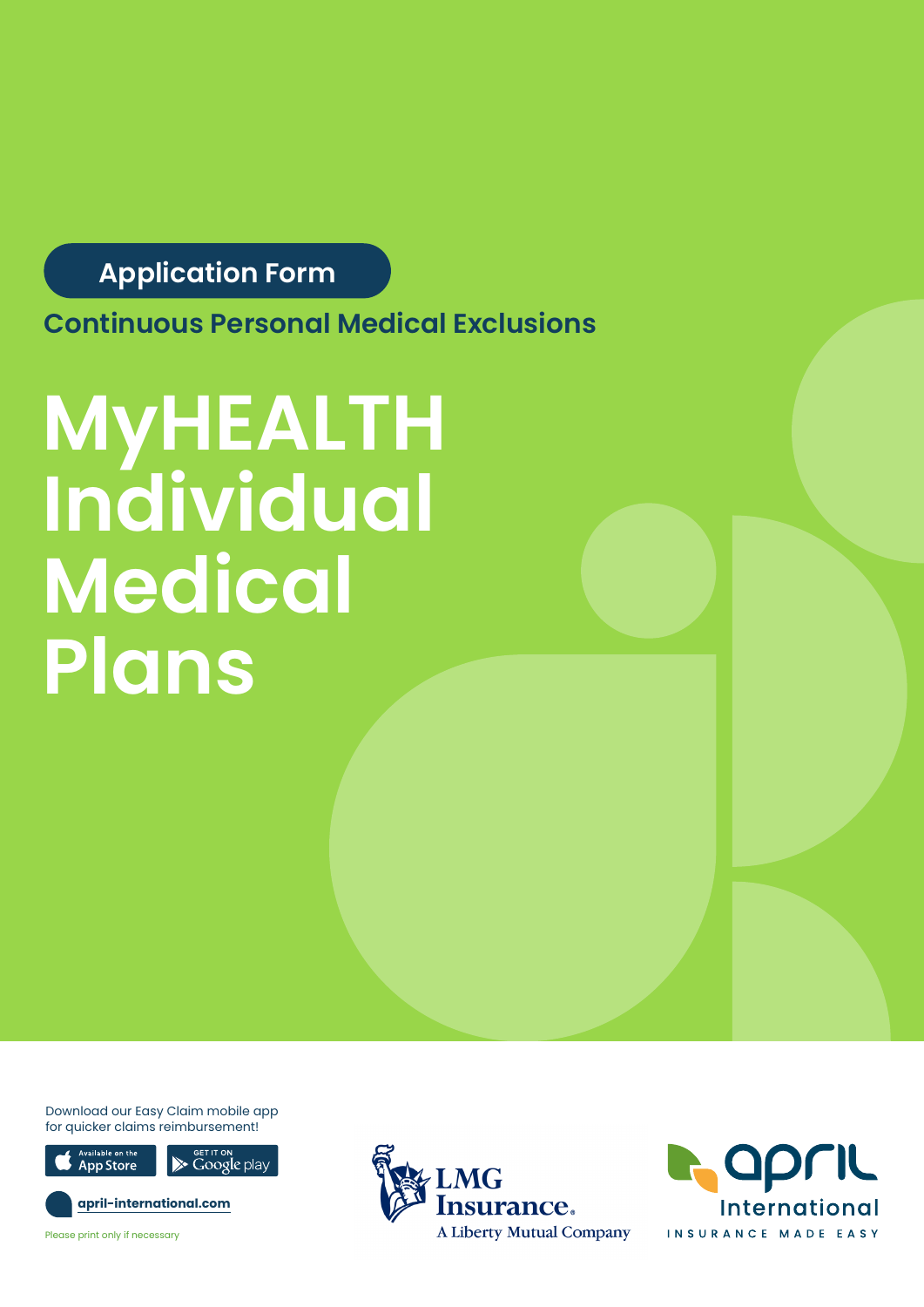**Application Form**

## Continuous Personal Medical Exclusions

# MyHEALTH Individual Medical Plans

Download our Easy Claim mobile app for quicker claims reimbursement!

Available on the App Store

GET IT ON Google play

april-international.com

Please print only if necessary

LMG Insurance. A Liberty Mutual Company

april International INSURANCE MADE EASY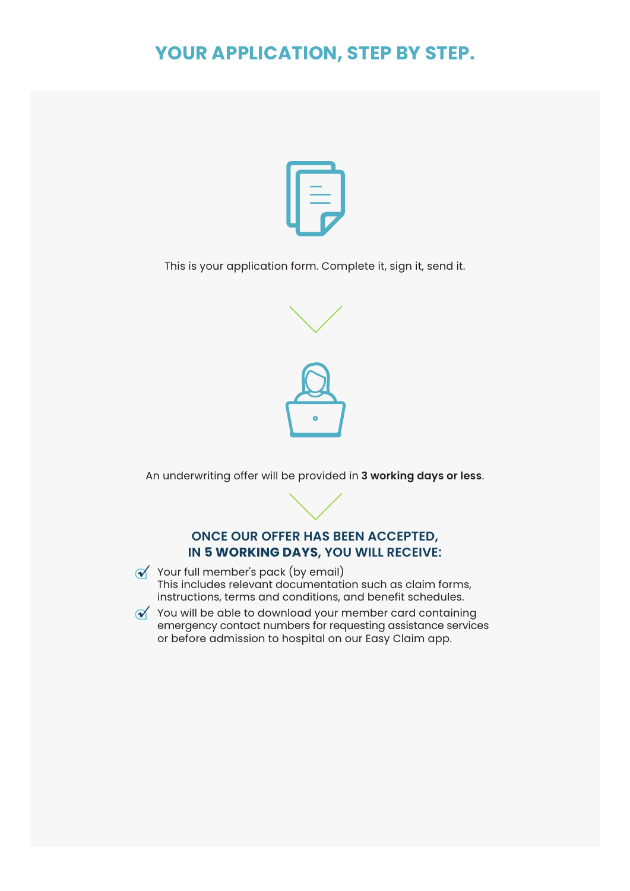# YOUR APPLICATION, STEP BY STEP.

This is your application form. Complete it, sign it, send it.

An underwriting offer will be provided in **3 working days or less**.

## ONCE OUR OFFER HAS BEEN ACCEPTED, IN 5 WORKING DAYS, YOU WILL RECEIVE:

- Your full member's pack (by email)
  This includes relevant documentation such as claim forms, instructions, terms and conditions, and benefit schedules.
- You will be able to download your member card containing emergency contact numbers for requesting assistance services or before admission to hospital on our Easy Claim app.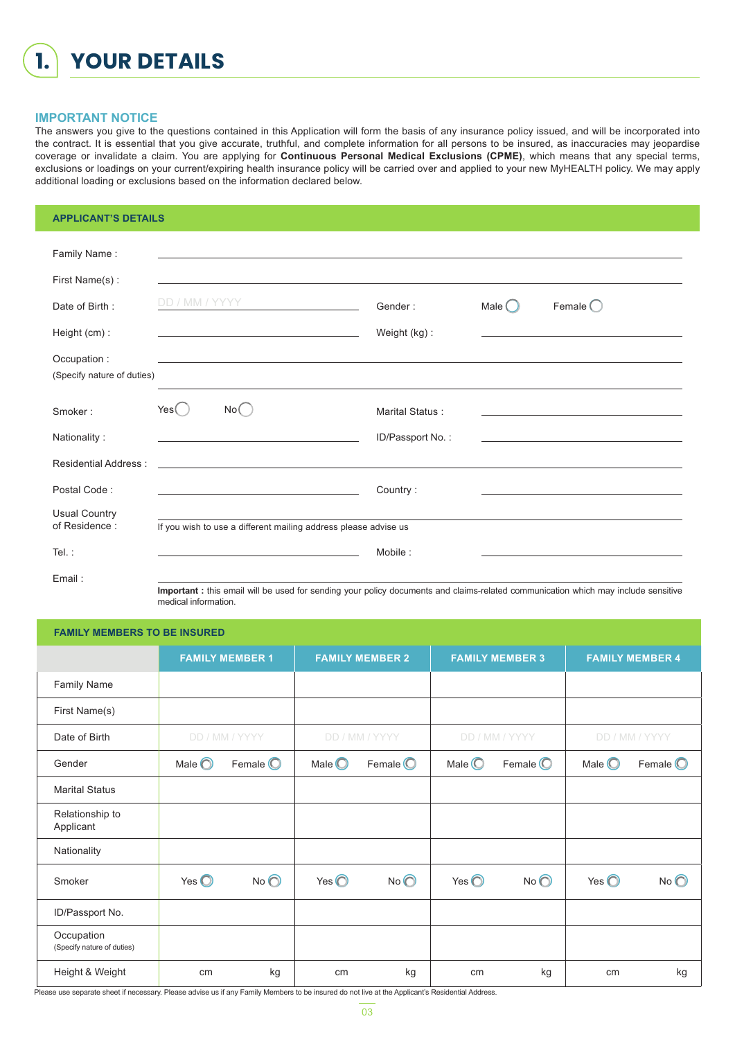# 1. YOUR DETAILS

## IMPORTANT NOTICE

The answers you give to the questions contained in this Application will form the basis of any insurance policy issued, and will be incorporated into the contract. It is essential that you give accurate, truthful, and complete information for all persons to be insured, as inaccuracies may jeopardise coverage or invalidate a claim. You are applying for **Continuous Personal Medical Exclusions (CPME)**, which means that any special terms, exclusions or loadings on your current/expiring health insurance policy will be carried over and applied to your new MyHEALTH policy. We may apply additional loading or exclusions based on the information declared below.

### APPLICANT'S DETAILS

Family Name : ____________________

First Name(s) : ____________________

Date of Birth : DD / MM / YYYY    Gender : Male ◯ Female ◯

Height (cm) : ____________________    Weight (kg) : ____________________

Occupation : ____________________
(Specify nature of duties)

Smoker : Yes ◯ No ◯    Marital Status : ____________________

Nationality : ____________________    ID/Passport No. : ____________________

Residential Address : ____________________

Postal Code : ____________________    Country : ____________________

Usual Country of Residence : ____________________
If you wish to use a different mailing address please advise us

Tel. : ____________________    Mobile : ____________________

Email : ____________________

**Important :** this email will be used for sending your policy documents and claims-related communication which may include sensitive medical information.

### FAMILY MEMBERS TO BE INSURED

| | FAMILY MEMBER 1 | FAMILY MEMBER 2 | FAMILY MEMBER 3 | FAMILY MEMBER 4 |
|---|---|---|---|---|
| Family Name | | | | |
| First Name(s) | | | | |
| Date of Birth | DD / MM / YYYY | DD / MM / YYYY | DD / MM / YYYY | DD / MM / YYYY |
| Gender | Male ◯ Female ◯ | Male ◯ Female ◯ | Male ◯ Female ◯ | Male ◯ Female ◯ |
| Marital Status | | | | |
| Relationship to Applicant | | | | |
| Nationality | | | | |
| Smoker | Yes ◯ No ◯ | Yes ◯ No ◯ | Yes ◯ No ◯ | Yes ◯ No ◯ |
| ID/Passport No. | | | | |
| Occupation (Specify nature of duties) | | | | |
| Height & Weight | cm kg | cm kg | cm kg | cm kg |

Please use separate sheet if necessary. Please advise us if any Family Members to be insured do not live at the Applicant's Residential Address.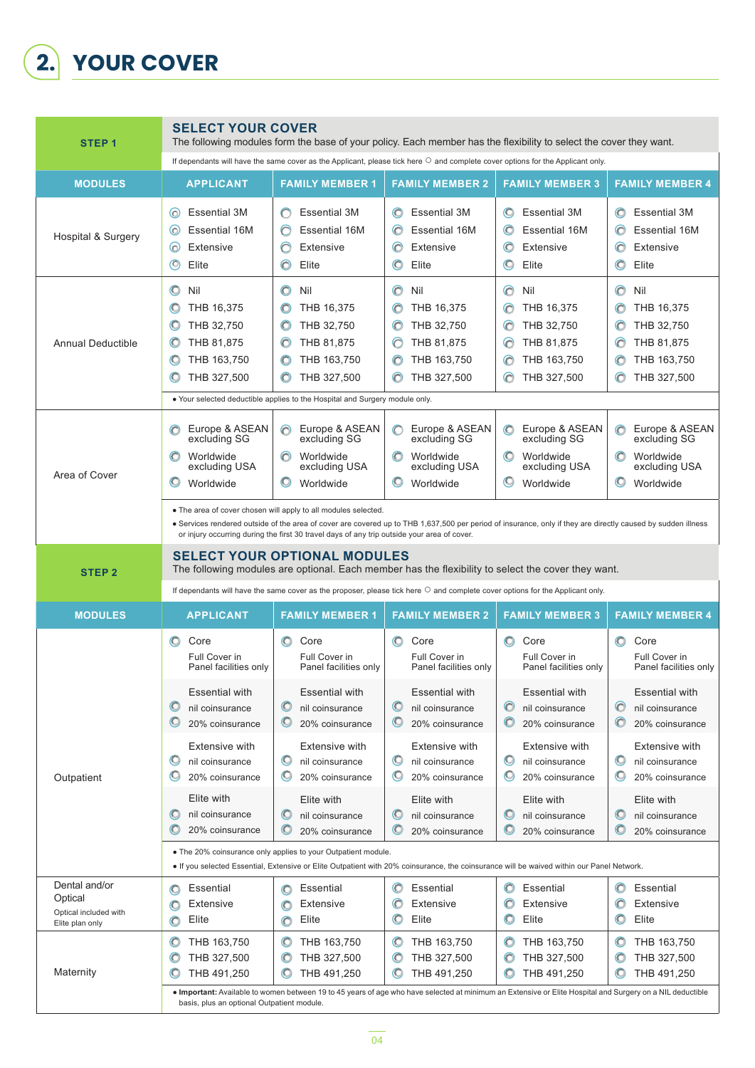## 2. YOUR COVER

| STEP 1 | **SELECT YOUR COVER** The following modules form the base of your policy. Each member has the flexibility to select the cover they want. If dependants will have the same cover as the Applicant, please tick here ○ and complete cover options for the Applicant only. | | | | |
|---|---|---|---|---|---|
| **MODULES** | **APPLICANT** | **FAMILY MEMBER 1** | **FAMILY MEMBER 2** | **FAMILY MEMBER 3** | **FAMILY MEMBER 4** |
| Hospital & Surgery | ○ Essential 3M<br>○ Essential 16M<br>○ Extensive<br>○ Elite | ○ Essential 3M<br>○ Essential 16M<br>○ Extensive<br>○ Elite | ○ Essential 3M<br>○ Essential 16M<br>○ Extensive<br>○ Elite | ○ Essential 3M<br>○ Essential 16M<br>○ Extensive<br>○ Elite | ○ Essential 3M<br>○ Essential 16M<br>○ Extensive<br>○ Elite |
| Annual Deductible | ○ Nil<br>○ THB 16,375<br>○ THB 32,750<br>○ THB 81,875<br>○ THB 163,750<br>○ THB 327,500 | ○ Nil<br>○ THB 16,375<br>○ THB 32,750<br>○ THB 81,875<br>○ THB 163,750<br>○ THB 327,500 | ○ Nil<br>○ THB 16,375<br>○ THB 32,750<br>○ THB 81,875<br>○ THB 163,750<br>○ THB 327,500 | ○ Nil<br>○ THB 16,375<br>○ THB 32,750<br>○ THB 81,875<br>○ THB 163,750<br>○ THB 327,500 | ○ Nil<br>○ THB 16,375<br>○ THB 32,750<br>○ THB 81,875<br>○ THB 163,750<br>○ THB 327,500 |
| | • Your selected deductible applies to the Hospital and Surgery module only. | | | | |
| Area of Cover | ○ Europe & ASEAN excluding SG<br>○ Worldwide excluding USA<br>○ Worldwide | ○ Europe & ASEAN excluding SG<br>○ Worldwide excluding USA<br>○ Worldwide | ○ Europe & ASEAN excluding SG<br>○ Worldwide excluding USA<br>○ Worldwide | ○ Europe & ASEAN excluding SG<br>○ Worldwide excluding USA<br>○ Worldwide | ○ Europe & ASEAN excluding SG<br>○ Worldwide excluding USA<br>○ Worldwide |
| | • The area of cover chosen will apply to all modules selected.<br>• Services rendered outside of the area of cover are covered up to THB 1,637,500 per period of insurance, only if they are directly caused by sudden illness or injury occurring during the first 30 travel days of any trip outside your area of cover. | | | | |

| STEP 2 | **SELECT YOUR OPTIONAL MODULES** The following modules are optional. Each member has the flexibility to select the cover they want. If dependants will have the same cover as the proposer, please tick here ○ and complete cover options for the Applicant only. | | | | |
|---|---|---|---|---|---|
| **MODULES** | **APPLICANT** | **FAMILY MEMBER 1** | **FAMILY MEMBER 2** | **FAMILY MEMBER 3** | **FAMILY MEMBER 4** |
| Outpatient | ○ Core<br>Full Cover in Panel facilities only<br><br>Essential with<br>○ nil coinsurance<br>○ 20% coinsurance<br><br>Extensive with<br>○ nil coinsurance<br>○ 20% coinsurance<br><br>Elite with<br>○ nil coinsurance<br>○ 20% coinsurance | ○ Core<br>Full Cover in Panel facilities only<br><br>Essential with<br>○ nil coinsurance<br>○ 20% coinsurance<br><br>Extensive with<br>○ nil coinsurance<br>○ 20% coinsurance<br><br>Elite with<br>○ nil coinsurance<br>○ 20% coinsurance | ○ Core<br>Full Cover in Panel facilities only<br><br>Essential with<br>○ nil coinsurance<br>○ 20% coinsurance<br><br>Extensive with<br>○ nil coinsurance<br>○ 20% coinsurance<br><br>Elite with<br>○ nil coinsurance<br>○ 20% coinsurance | ○ Core<br>Full Cover in Panel facilities only<br><br>Essential with<br>○ nil coinsurance<br>○ 20% coinsurance<br><br>Extensive with<br>○ nil coinsurance<br>○ 20% coinsurance<br><br>Elite with<br>○ nil coinsurance<br>○ 20% coinsurance | ○ Core<br>Full Cover in Panel facilities only<br><br>Essential with<br>○ nil coinsurance<br>○ 20% coinsurance<br><br>Extensive with<br>○ nil coinsurance<br>○ 20% coinsurance<br><br>Elite with<br>○ nil coinsurance<br>○ 20% coinsurance |
| | • The 20% coinsurance only applies to your Outpatient module.<br>• If you selected Essential, Extensive or Elite Outpatient with 20% coinsurance, the coinsurance will be waived within our Panel Network. | | | | |
| Dental and/or Optical<br>Optical included with Elite plan only | ○ Essential<br>○ Extensive<br>○ Elite | ○ Essential<br>○ Extensive<br>○ Elite | ○ Essential<br>○ Extensive<br>○ Elite | ○ Essential<br>○ Extensive<br>○ Elite | ○ Essential<br>○ Extensive<br>○ Elite |
| Maternity | ○ THB 163,750<br>○ THB 327,500<br>○ THB 491,250 | ○ THB 163,750<br>○ THB 327,500<br>○ THB 491,250 | ○ THB 163,750<br>○ THB 327,500<br>○ THB 491,250 | ○ THB 163,750<br>○ THB 327,500<br>○ THB 491,250 | ○ THB 163,750<br>○ THB 327,500<br>○ THB 491,250 |
| | • **Important:** Available to women between 19 to 45 years of age who have selected at minimum an Extensive or Elite Hospital and Surgery on a NIL deductible basis, plus an optional Outpatient module. | | | | |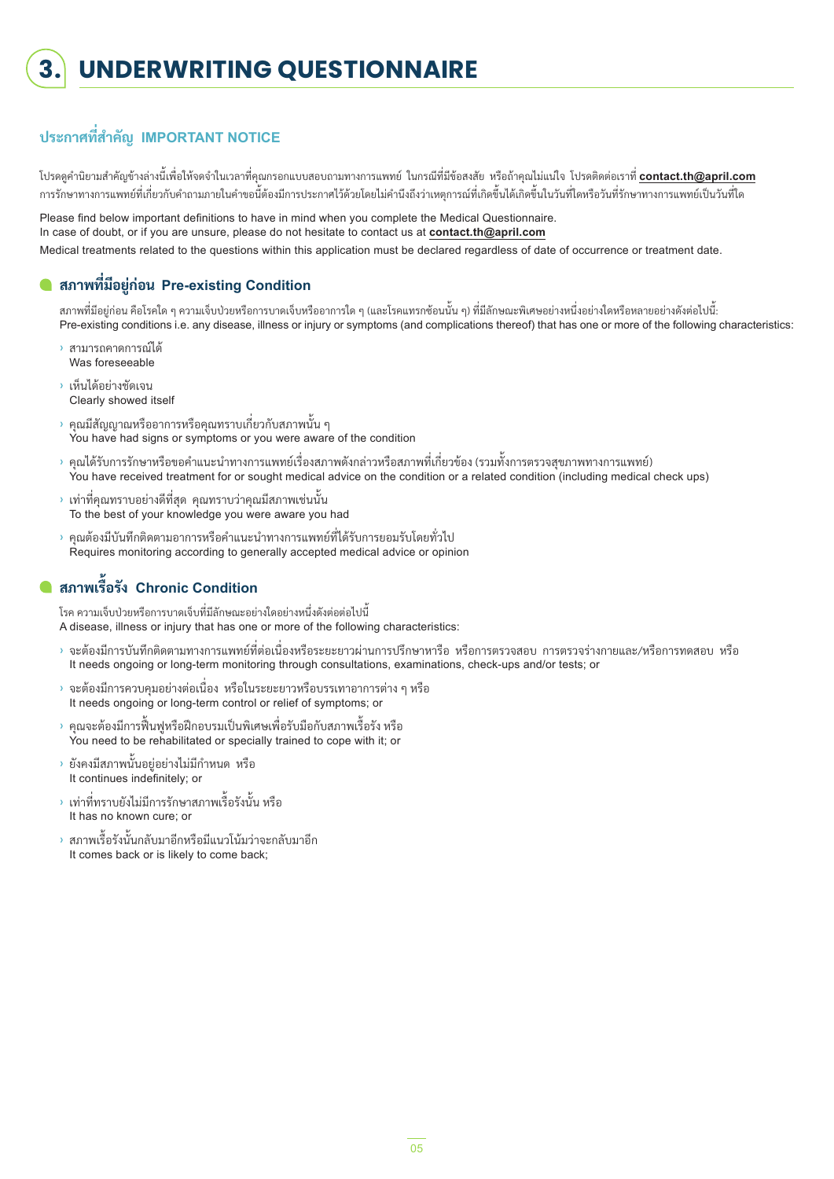# 3. UNDERWRITING QUESTIONNAIRE

## ประกาศที่สำคัญ IMPORTANT NOTICE

โปรดดูคำนิยามสำคัญข้างล่างนี้เพื่อให้จดจำในเวลาที่คุณกรอกแบบสอบถามทางการแพทย์ ในกรณีที่มีข้อสงสัย หรือถ้าคุณไม่แน่ใจ โปรดติดต่อเราที่ **contact.th@april.com** การรักษาทางการแพทย์ที่เกี่ยวกับคำถามภายในคำขอนี้ต้องมีการประกาศไว้ด้วยโดยไม่คำนึงถึงว่าเหตุการณ์ที่เกิดขึ้นได้เกิดขึ้นในวันที่ใดหรือวันที่รักษาทางการแพทย์เป็นวันที่ใด

Please find below important definitions to have in mind when you complete the Medical Questionnaire.
In case of doubt, or if you are unsure, please do not hesitate to contact us at **contact.th@april.com**

Medical treatments related to the questions within this application must be declared regardless of date of occurrence or treatment date.

### สภาพที่มีอยู่ก่อน Pre-existing Condition

สภาพที่มีอยู่ก่อน คือโรคใด ๆ ความเจ็บป่วยหรือการบาดเจ็บหรืออาการใด ๆ (และโรคแทรกซ้อนนั้น ๆ) ที่มีลักษณะพิเศษอย่างหนึ่งอย่างใดหรือหลายอย่างดังต่อไปนี้:
Pre-existing conditions i.e. any disease, illness or injury or symptoms (and complications thereof) that has one or more of the following characteristics:

- สามารถคาดการณ์ได้
  Was foreseeable
- เห็นได้อย่างชัดเจน
  Clearly showed itself
- คุณมีสัญญาณหรืออาการหรือคุณทราบเกี่ยวกับสภาพนั้น ๆ
  You have had signs or symptoms or you were aware of the condition
- คุณได้รับการรักษาหรือขอคำแนะนำทางการแพทย์เรื่องสภาพดังกล่าวหรือสภาพที่เกี่ยวข้อง (รวมทั้งการตรวจสุขภาพทางการแพทย์)
  You have received treatment for or sought medical advice on the condition or a related condition (including medical check ups)
- เท่าที่คุณทราบอย่างดีที่สุด คุณทราบว่าคุณมีสภาพเช่นนั้น
  To the best of your knowledge you were aware you had
- คุณต้องมีบันทึกติดตามอาการหรือคำแนะนำทางการแพทย์ที่ได้รับการยอมรับโดยทั่วไป
  Requires monitoring according to generally accepted medical advice or opinion

### สภาพเรื้อรัง Chronic Condition

โรค ความเจ็บป่วยหรือการบาดเจ็บที่มีลักษณะอย่างใดอย่างหนึ่งดังต่อไปนี้
A disease, illness or injury that has one or more of the following characteristics:

- จะต้องมีการบันทึกติดตามทางการแพทย์ที่ต่อเนื่องหรือระยะยาวผ่านการปรึกษาหารือ หรือการตรวจสอบ การตรวจร่างกายและ/หรือการทดสอบ หรือ
  It needs ongoing or long-term monitoring through consultations, examinations, check-ups and/or tests; or
- จะต้องมีการควบคุมอย่างต่อเนื่อง หรือในระยะยาวหรือบรรเทาอาการต่าง ๆ หรือ
  It needs ongoing or long-term control or relief of symptoms; or
- คุณจะต้องมีการฟื้นฟูหรือฝึกอบรมเป็นพิเศษเพื่อรับมือกับสภาพเรื้อรัง หรือ
  You need to be rehabilitated or specially trained to cope with it; or
- ยังคงมีสภาพนั้นอยู่อย่างไม่มีกำหนด หรือ
  It continues indefinitely; or
- เท่าที่ทราบยังไม่มีการรักษาสภาพเรื้อรังนั้น หรือ
  It has no known cure; or
- สภาพเรื้อรังนั้นกลับมาอีกหรือมีแนวโน้มว่าจะกลับมาอีก
  It comes back or is likely to come back;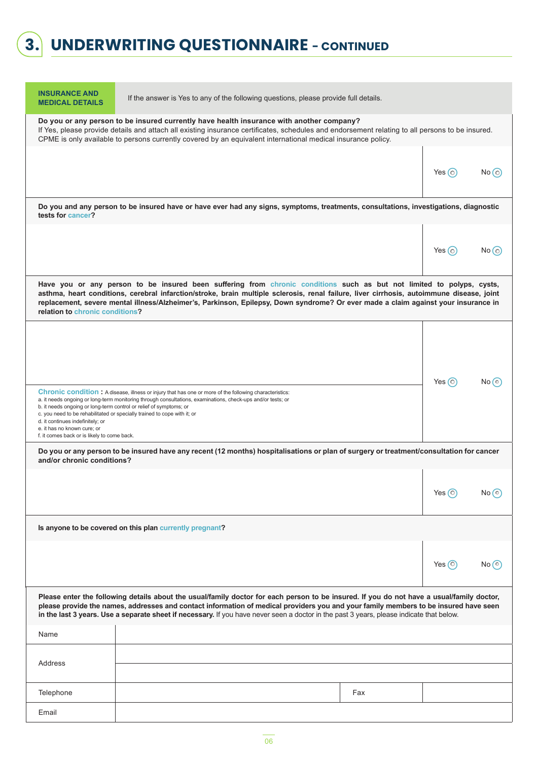# 3. UNDERWRITING QUESTIONNAIRE - CONTINUED

| INSURANCE AND MEDICAL DETAILS | If the answer is Yes to any of the following questions, please provide full details. | |
|---|---|---|

**Do you or any person to be insured currently have health insurance with another company?**
If Yes, please provide details and attach all existing insurance certificates, schedules and endorsement relating to all persons to be insured. CPME is only available to persons currently covered by an equivalent international medical insurance policy.

| | |
|---|---|
| | Yes ◯ No ◯ |

**Do you and any person to be insured have or have ever had any signs, symptoms, treatments, consultations, investigations, diagnostic tests for cancer?**

| | |
|---|---|
| | Yes ◯ No ◯ |

**Have you or any person to be insured been suffering from chronic conditions such as but not limited to polyps, cysts, asthma, heart conditions, cerebral infarction/stroke, brain multiple sclerosis, renal failure, liver cirrhosis, autoimmune disease, joint replacement, severe mental illness/Alzheimer's, Parkinson, Epilepsy, Down syndrome? Or ever made a claim against your insurance in relation to chronic conditions?**

| | |
|---|---|
| | Yes ◯ No ◯ |

**Chronic condition :** A disease, illness or injury that has one or more of the following characteristics:
a. it needs ongoing or long-term monitoring through consultations, examinations, check-ups and/or tests; or
b. it needs ongoing or long-term control or relief of symptoms; or
c. you need to be rehabilitated or specially trained to cope with it; or
d. it continues indefinitely; or
e. it has no known cure; or
f. it comes back or is likely to come back.

**Do you or any person to be insured have any recent (12 months) hospitalisations or plan of surgery or treatment/consultation for cancer and/or chronic conditions?**

| | |
|---|---|
| | Yes ◯ No ◯ |

**Is anyone to be covered on this plan currently pregnant?**

| | |
|---|---|
| | Yes ◯ No ◯ |

**Please enter the following details about the usual/family doctor for each person to be insured. If you do not have a usual/family doctor, please provide the names, addresses and contact information of medical providers you and your family members to be insured have seen in the last 3 years. Use a separate sheet if necessary.** If you have never seen a doctor in the past 3 years, please indicate that below.

| | | | |
|---|---|---|---|
| Name | | | |
| Address | | | |
| | | | |
| Telephone | | Fax | |
| Email | | | |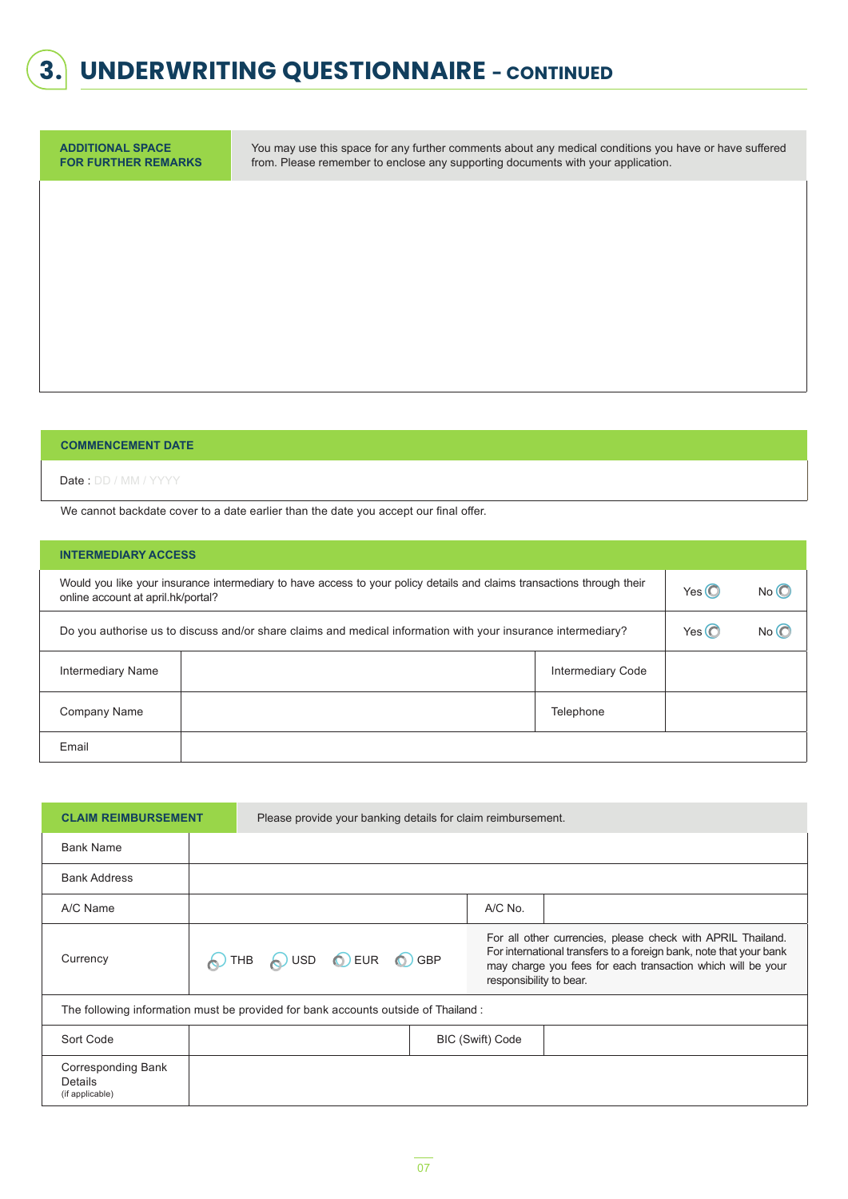# 3. UNDERWRITING QUESTIONNAIRE - CONTINUED

| ADDITIONAL SPACE FOR FURTHER REMARKS | You may use this space for any further comments about any medical conditions you have or have suffered from. Please remember to enclose any supporting documents with your application. |
|---|---|
| | |

**COMMENCEMENT DATE**

Date : DD / MM / YYYY

We cannot backdate cover to a date earlier than the date you accept our final offer.

**INTERMEDIARY ACCESS**

| | | | |
|---|---|---|---|
| Would you like your insurance intermediary to have access to your policy details and claims transactions through their online account at april.hk/portal? | | Yes | No |
| Do you authorise us to discuss and/or share claims and medical information with your insurance intermediary? | | Yes | No |
| Intermediary Name | | Intermediary Code | |
| Company Name | | Telephone | |
| Email | | | |

| CLAIM REIMBURSEMENT | Please provide your banking details for claim reimbursement. | | |
|---|---|---|---|
| Bank Name | | | |
| Bank Address | | | |
| A/C Name | | A/C No. | |
| Currency | THB USD EUR GBP | For all other currencies, please check with APRIL Thailand. For international transfers to a foreign bank, note that your bank may charge you fees for each transaction which will be your responsibility to bear. | |
| The following information must be provided for bank accounts outside of Thailand : | | | |
| Sort Code | | BIC (Swift) Code | |
| Corresponding Bank Details (if applicable) | | | |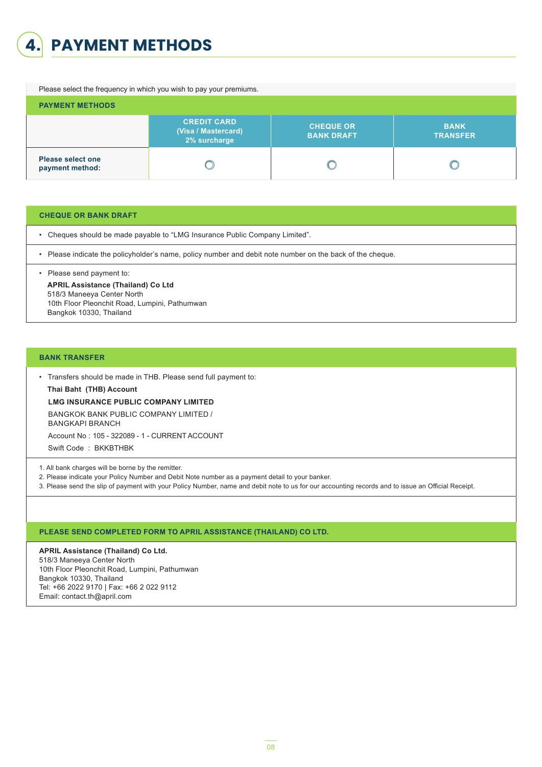## 4. PAYMENT METHODS

Please select the frequency in which you wish to pay your premiums.

**PAYMENT METHODS**

| | CREDIT CARD (Visa / Mastercard) 2% surcharge | CHEQUE OR BANK DRAFT | BANK TRANSFER |
|---|---|---|---|
| **Please select one payment method:** | ○ | ○ | ○ |

**CHEQUE OR BANK DRAFT**

- Cheques should be made payable to "LMG Insurance Public Company Limited".
- Please indicate the policyholder's name, policy number and debit note number on the back of the cheque.
- Please send payment to:

  **APRIL Assistance (Thailand) Co Ltd**
  518/3 Maneeya Center North
  10th Floor Pleonchit Road, Lumpini, Pathumwan
  Bangkok 10330, Thailand

**BANK TRANSFER**

- Transfers should be made in THB. Please send full payment to:

  **Thai Baht (THB) Account**

  **LMG INSURANCE PUBLIC COMPANY LIMITED**

  BANGKOK BANK PUBLIC COMPANY LIMITED /
  BANGKAPI BRANCH

  Account No : 105 - 322089 - 1 - CURRENT ACCOUNT

  Swift Code : BKKBTHBK

1. All bank charges will be borne by the remitter.
2. Please indicate your Policy Number and Debit Note number as a payment detail to your banker.
3. Please send the slip of payment with your Policy Number, name and debit note to us for our accounting records and to issue an Official Receipt.

**PLEASE SEND COMPLETED FORM TO APRIL ASSISTANCE (THAILAND) CO LTD.**

**APRIL Assistance (Thailand) Co Ltd.**
518/3 Maneeya Center North
10th Floor Pleonchit Road, Lumpini, Pathumwan
Bangkok 10330, Thailand
Tel: +66 2022 9170 | Fax: +66 2 022 9112
Email: contact.th@april.com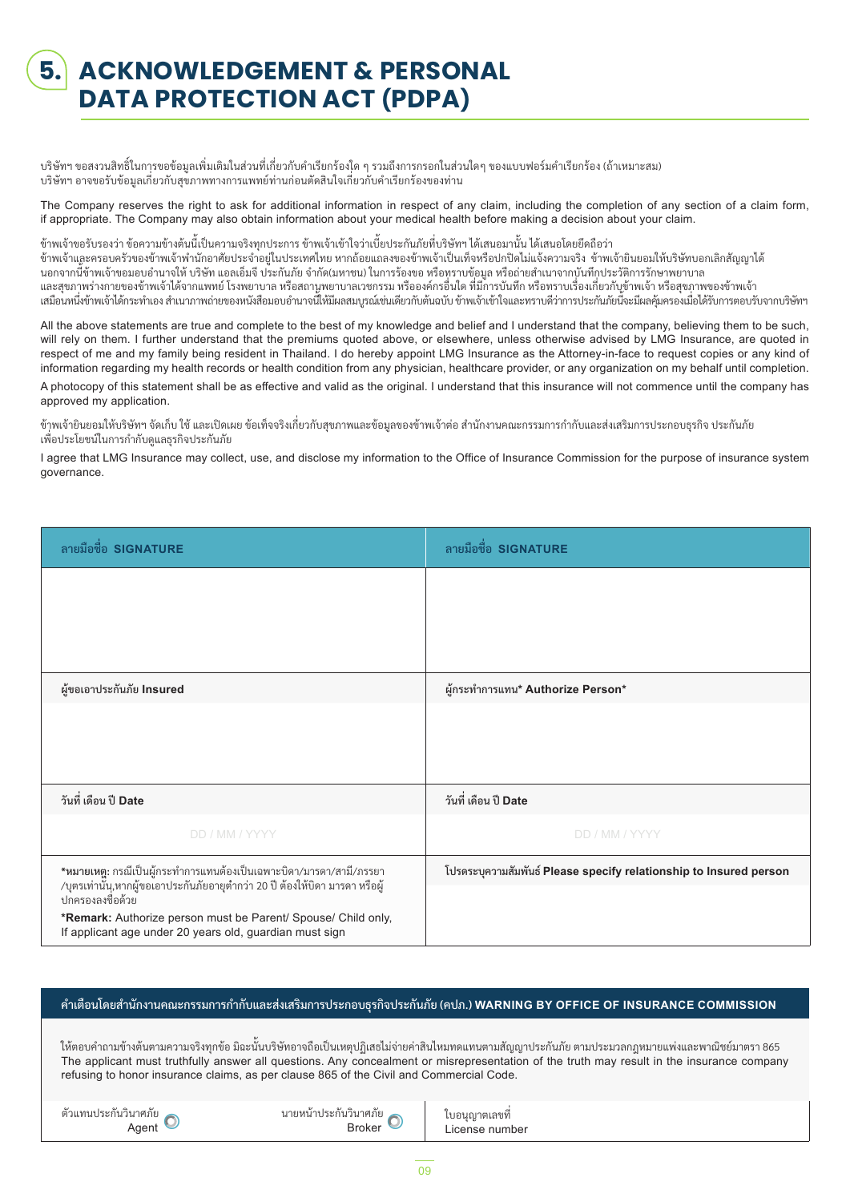# 5. ACKNOWLEDGEMENT & PERSONAL DATA PROTECTION ACT (PDPA)

บริษัทฯ ขอสงวนสิทธิ์ในการขอข้อมูลเพิ่มเติมในส่วนที่เกี่ยวกับคำเรียกร้องใด ๆ รวมถึงการกรอกในส่วนใดๆ ของแบบฟอร์มคำเรียกร้อง (ถ้าเหมาะสม) บริษัทฯ อาจขอรับข้อมูลเกี่ยวกับสุขภาพทางการแพทย์ท่านก่อนตัดสินใจเกี่ยวกับคำเรียกร้องของท่าน

The Company reserves the right to ask for additional information in respect of any claim, including the completion of any section of a claim form, if appropriate. The Company may also obtain information about your medical health before making a decision about your claim.

ข้าพเจ้าขอรับรองว่า ข้อความข้างต้นนี้เป็นความจริงทุกประการ ข้าพเจ้าเข้าใจว่าเบี้ยประกันภัยที่บริษัทฯ ได้เสนอมานั้น ได้เสนอโดยยึดถือว่า ข้าพเจ้าและครอบครัวของข้าพเจ้าพำนักอาศัยประจำอยู่ในประเทศไทย หากถ้อยแถลงของข้าพเจ้าเป็นเท็จหรือปกปิดไม่แจ้งความจริง ข้าพเจ้ายินยอมให้บริษัทบอกเลิกสัญญาได้ นอกจากนี้ข้าพเจ้าขอมอบอำนาจให้ บริษัท แอลเอ็มจี ประกันภัย จำกัด(มหาชน) ในการร้องขอ หรือทราบข้อมูล หรือถ่ายสำเนาจากบันทึกประวัติการรักษาพยาบาล และสุขภาพร่างกายของข้าพเจ้าได้จากแพทย์ โรงพยาบาล หรือสถานพยาบาลเวชกรรม หรือองค์กรอื่นใด ที่มีการบันทึก หรือทราบเรื่องเกี่ยวกับข้าพเจ้า หรือสุขภาพของข้าพเจ้า เสมือนหนึ่งข้าพเจ้าได้กระทำเอง สำเนาภาพถ่ายของหนังสือมอบอำนาจนี้ให้มีผลสมบูรณ์เช่นเดียวกับต้นฉบับ ข้าพเจ้าเข้าใจและทราบดีว่าการประกันภัยนี้จะมีผลคุ้มครองเมื่อได้รับการตอบรับจากบริษัทฯ

All the above statements are true and complete to the best of my knowledge and belief and I understand that the company, believing them to be such, will rely on them. I further understand that the premiums quoted above, or elsewhere, unless otherwise advised by LMG Insurance, are quoted in respect of me and my family being resident in Thailand. I do hereby appoint LMG Insurance as the Attorney-in-face to request copies or any kind of information regarding my health records or health condition from any physician, healthcare provider, or any organization on my behalf until completion.

A photocopy of this statement shall be as effective and valid as the original. I understand that this insurance will not commence until the company has approved my application.

ข้าพเจ้ายินยอมให้บริษัทฯ จัดเก็บ ใช้ และเปิดเผย ข้อเท็จจริงเกี่ยวกับสุขภาพและข้อมูลของข้าพเจ้าต่อ สำนักงานคณะกรรมการกำกับและส่งเสริมการประกอบธุรกิจ ประกันภัย เพื่อประโยชน์ในการกำกับดูแลธุรกิจประกันภัย

I agree that LMG Insurance may collect, use, and disclose my information to the Office of Insurance Commission for the purpose of insurance system governance.

| ลายมือชื่อ **SIGNATURE** | ลายมือชื่อ **SIGNATURE** |
|---|---|
| | |
| ผู้ขอเอาประกันภัย **Insured** | ผู้กระทำการแทน* **Authorize Person*** |
| | |
| วันที่ เดือน ปี **Date** | วันที่ เดือน ปี **Date** |
| DD / MM / YYYY | DD / MM / YYYY |
| ***หมายเหตุ**: กรณีเป็นผู้กระทำการแทนต้องเป็นเฉพาะบิดา/มารดา/สามี/ภรรยา/บุตรเท่านั้น,หากผู้ขอเอาประกันภัยอายุต่ำกว่า 20 ปี ต้องให้บิดา มารดา หรือผู้ปกครองลงชื่อด้วย<br>***Remark:** Authorize person must be Parent/ Spouse/ Child only, If applicant age under 20 years old, guardian must sign | **โปรดระบุความสัมพันธ์ Please specify relationship to Insured person** |

**คำเตือนโดยสำนักงานคณะกรรมการกำกับและส่งเสริมการประกอบธุรกิจประกันภัย (คปภ.) WARNING BY OFFICE OF INSURANCE COMMISSION**

ให้ตอบคำถามข้างต้นตามความจริงทุกข้อ มิฉะนั้นบริษัทอาจถือเป็นเหตุปฏิเสธไม่จ่ายค่าสินไหมทดแทนตามสัญญาประกันภัย ตามประมวลกฎหมายแพ่งและพาณิชย์มาตรา 865
The applicant must truthfully answer all questions. Any concealment or misrepresentation of the truth may result in the insurance company refusing to honor insurance claims, as per clause 865 of the Civil and Commercial Code.

| ตัวแทนประกันวินาศภัย Agent ○ | นายหน้าประกันวินาศภัย Broker ○ | ใบอนุญาตเลขที่ License number |
|---|---|---|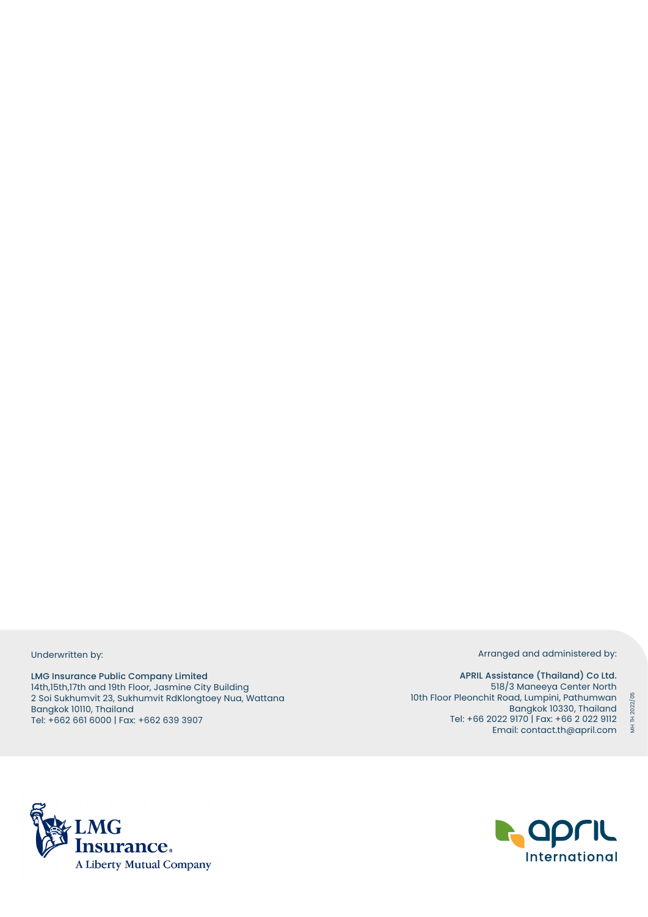Underwritten by:

**LMG Insurance Public Company Limited**
14th,15th,17th and 19th Floor, Jasmine City Building
2 Soi Sukhumvit 23, Sukhumvit RdKlongtoey Nua, Wattana
Bangkok 10110, Thailand
Tel: +662 661 6000 | Fax: +662 639 3907

Arranged and administered by:

**APRIL Assistance (Thailand) Co Ltd.**
518/3 Maneeya Center North
10th Floor Pleonchit Road, Lumpini, Pathumwan
Bangkok 10330, Thailand
Tel: +66 2022 9170 | Fax: +66 2 022 9112
Email: contact.th@april.com

MH TH 2022/05

LMG Insurance
A Liberty Mutual Company

april International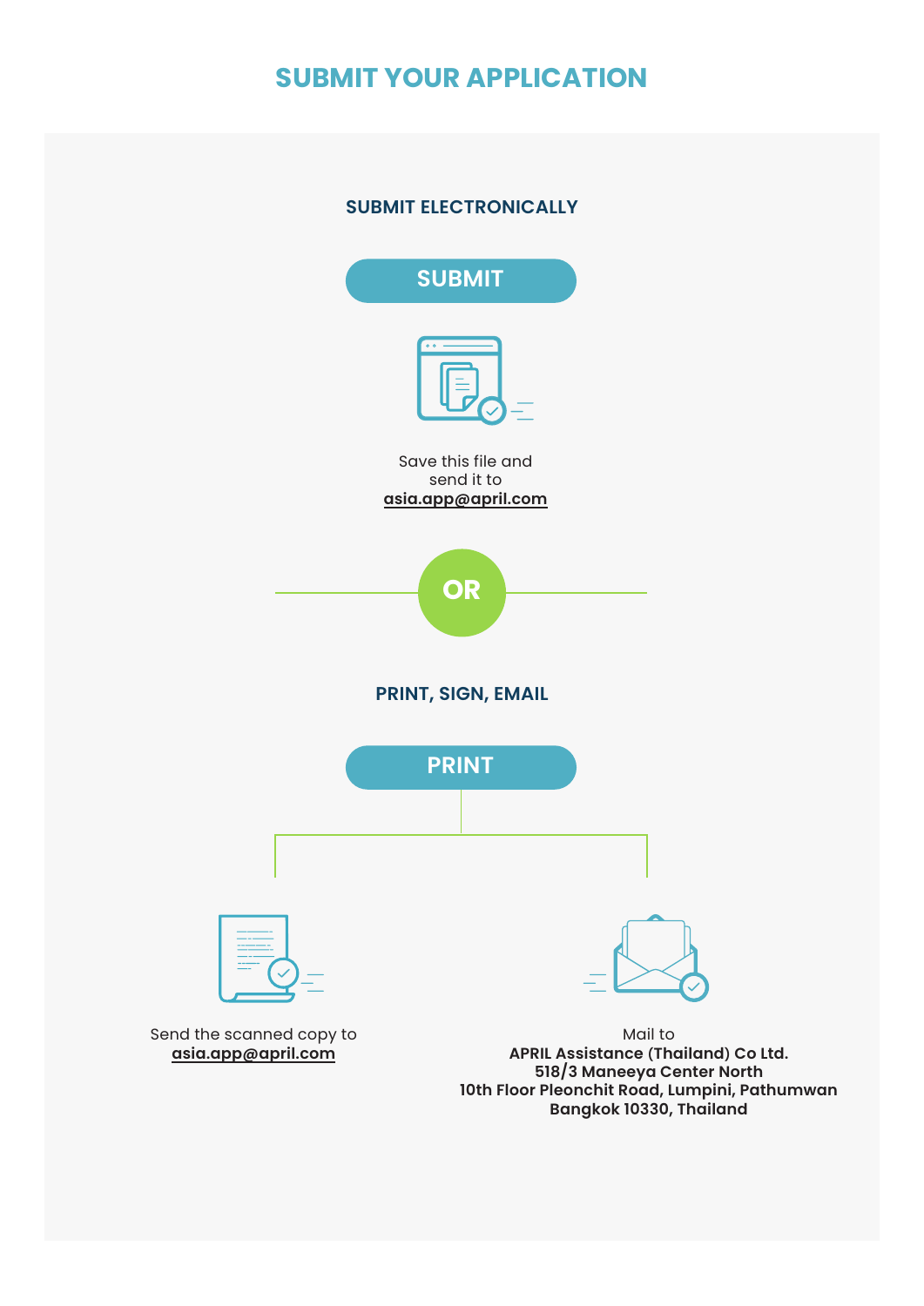# SUBMIT YOUR APPLICATION

## SUBMIT ELECTRONICALLY

**SUBMIT**

Save this file and
send it to
**asia.app@april.com**

**OR**

## PRINT, SIGN, EMAIL

**PRINT**

Send the scanned copy to
**asia.app@april.com**

Mail to
**APRIL Assistance (Thailand) Co Ltd.**
**518/3 Maneeya Center North**
**10th Floor Pleonchit Road, Lumpini, Pathumwan**
**Bangkok 10330, Thailand**